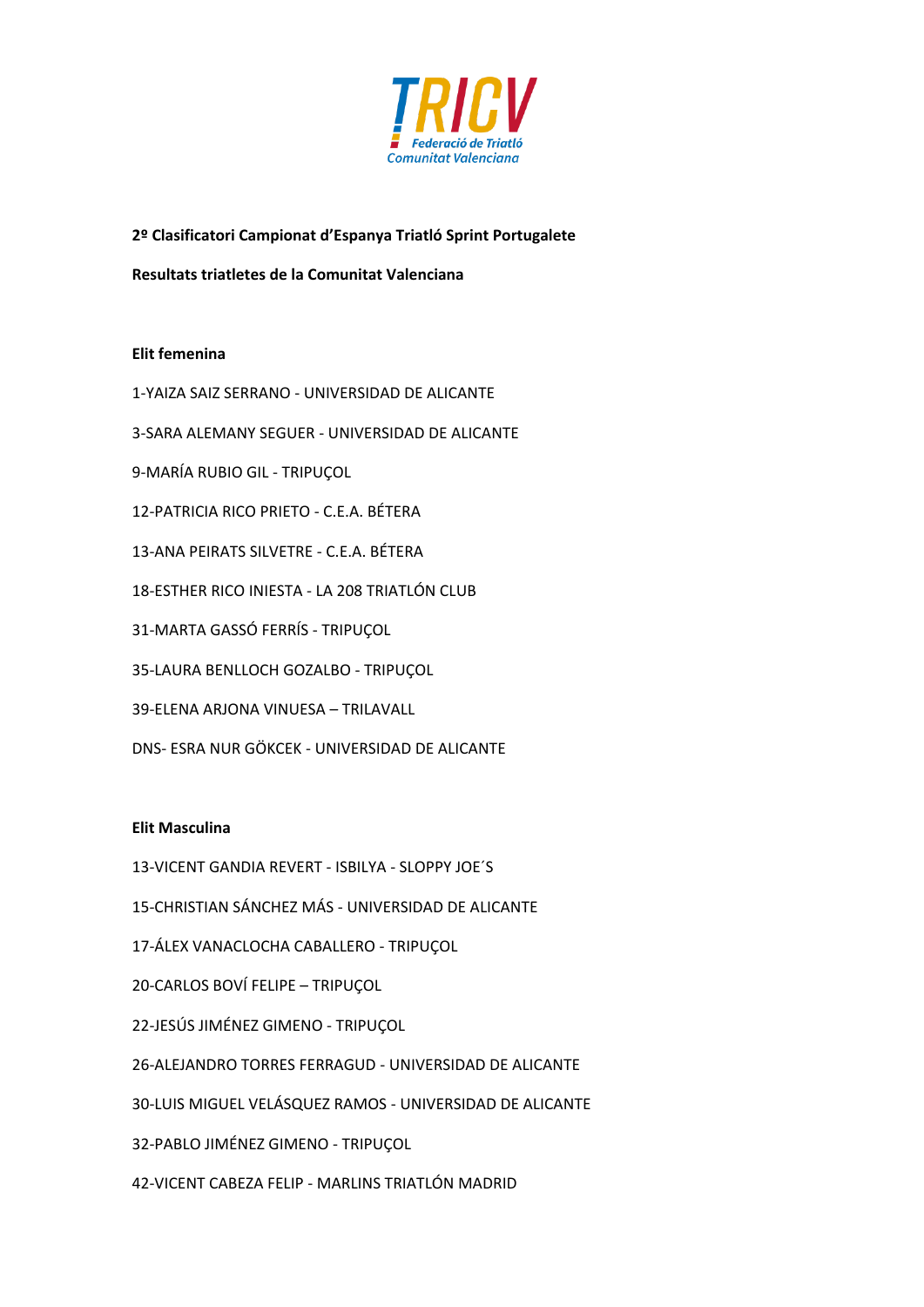TRICV
Federació de Triatló Comunitat Valenciana

**2º Clasificatori Campionat d'Espanya Triatló Sprint Portugalete**

**Resultats triatletes de la Comunitat Valenciana**

**Elit femenina**

1-YAIZA SAIZ SERRANO - UNIVERSIDAD DE ALICANTE

3-SARA ALEMANY SEGUER - UNIVERSIDAD DE ALICANTE

9-MARÍA RUBIO GIL - TRIPUÇOL

12-PATRICIA RICO PRIETO - C.E.A. BÉTERA

13-ANA PEIRATS SILVETRE - C.E.A. BÉTERA

18-ESTHER RICO INIESTA - LA 208 TRIATLÓN CLUB

31-MARTA GASSÓ FERRÍS - TRIPUÇOL

35-LAURA BENLLOCH GOZALBO - TRIPUÇOL

39-ELENA ARJONA VINUESA – TRILAVALL

DNS- ESRA NUR GÖKCEK - UNIVERSIDAD DE ALICANTE

**Elit Masculina**

13-VICENT GANDIA REVERT - ISBILYA - SLOPPY JOE´S

15-CHRISTIAN SÁNCHEZ MÁS - UNIVERSIDAD DE ALICANTE

17-ÁLEX VANACLOCHA CABALLERO - TRIPUÇOL

20-CARLOS BOVÍ FELIPE – TRIPUÇOL

22-JESÚS JIMÉNEZ GIMENO - TRIPUÇOL

26-ALEJANDRO TORRES FERRAGUD - UNIVERSIDAD DE ALICANTE

30-LUIS MIGUEL VELÁSQUEZ RAMOS - UNIVERSIDAD DE ALICANTE

32-PABLO JIMÉNEZ GIMENO - TRIPUÇOL

42-VICENT CABEZA FELIP - MARLINS TRIATLÓN MADRID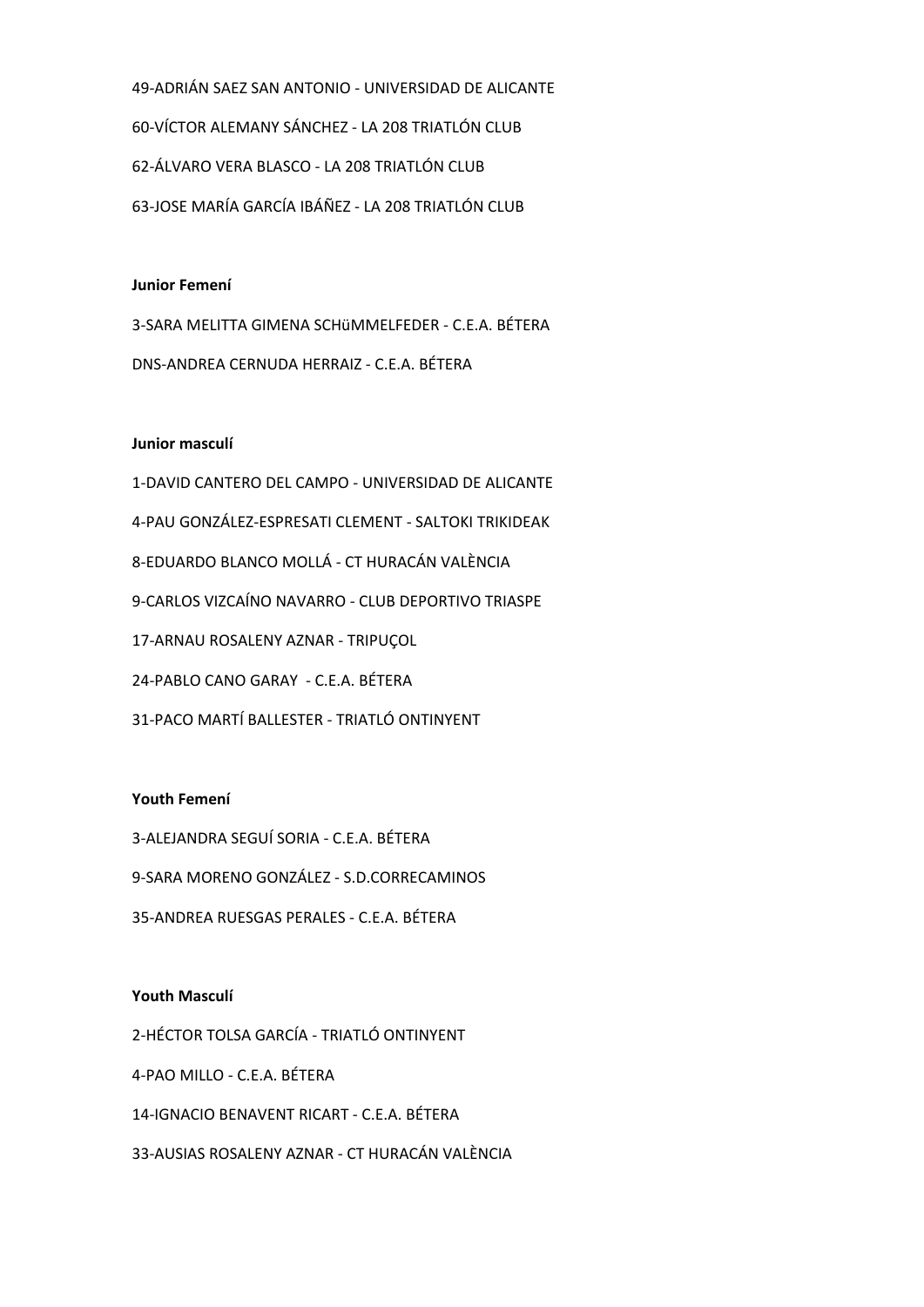49-ADRIÁN SAEZ SAN ANTONIO - UNIVERSIDAD DE ALICANTE

60-VÍCTOR ALEMANY SÁNCHEZ - LA 208 TRIATLÓN CLUB

62-ÁLVARO VERA BLASCO - LA 208 TRIATLÓN CLUB

63-JOSE MARÍA GARCÍA IBÁÑEZ - LA 208 TRIATLÓN CLUB

**Junior Femení**

3-SARA MELITTA GIMENA SCHüMMELFEDER - C.E.A. BÉTERA

DNS-ANDREA CERNUDA HERRAIZ - C.E.A. BÉTERA

**Junior masculí**

1-DAVID CANTERO DEL CAMPO - UNIVERSIDAD DE ALICANTE

4-PAU GONZÁLEZ-ESPRESATI CLEMENT - SALTOKI TRIKIDEAK

8-EDUARDO BLANCO MOLLÁ - CT HURACÁN VALÈNCIA

9-CARLOS VIZCAÍNO NAVARRO - CLUB DEPORTIVO TRIASPE

17-ARNAU ROSALENY AZNAR - TRIPUÇOL

24-PABLO CANO GARAY - C.E.A. BÉTERA

31-PACO MARTÍ BALLESTER - TRIATLÓ ONTINYENT

**Youth Femení**

3-ALEJANDRA SEGUÍ SORIA - C.E.A. BÉTERA

9-SARA MORENO GONZÁLEZ - S.D.CORRECAMINOS

35-ANDREA RUESGAS PERALES - C.E.A. BÉTERA

**Youth Masculí**

2-HÉCTOR TOLSA GARCÍA - TRIATLÓ ONTINYENT

4-PAO MILLO - C.E.A. BÉTERA

14-IGNACIO BENAVENT RICART - C.E.A. BÉTERA

33-AUSIAS ROSALENY AZNAR - CT HURACÁN VALÈNCIA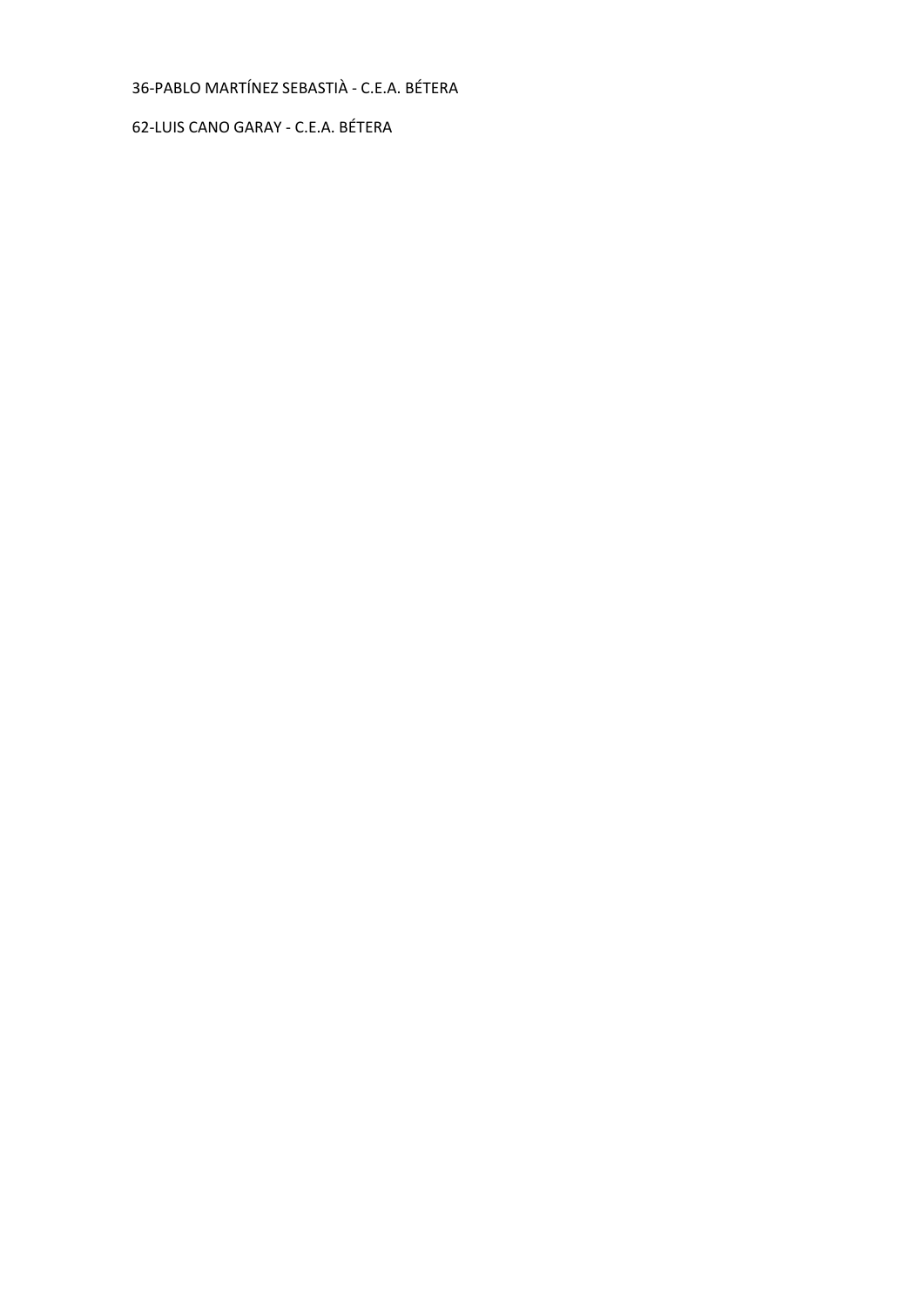36-PABLO MARTÍNEZ SEBASTIÀ - C.E.A. BÉTERA

62-LUIS CANO GARAY - C.E.A. BÉTERA